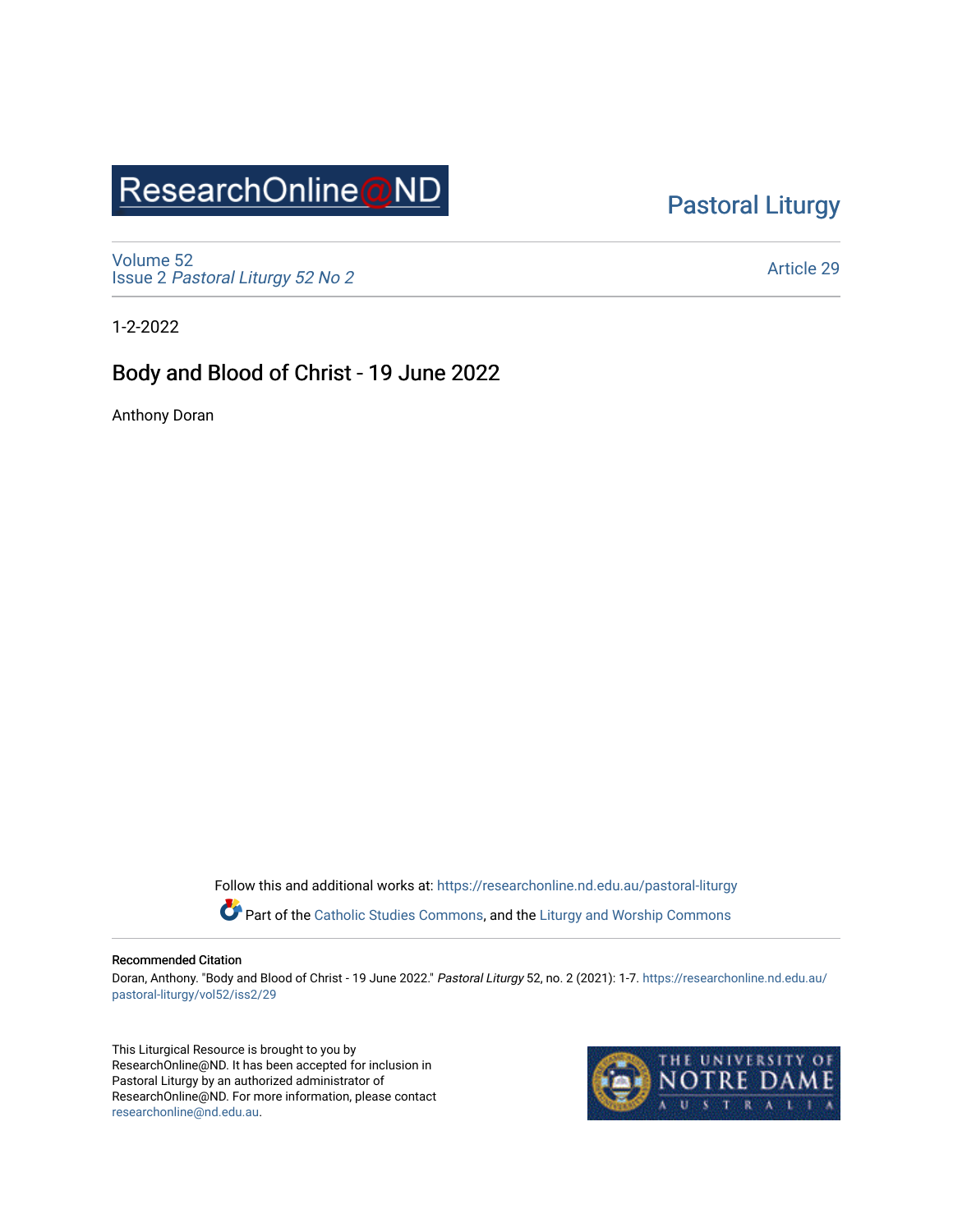ResearchOnline@ND

Pastoral Liturgy

Volume 52
Issue 2 *Pastoral Liturgy 52 No 2*

Article 29

1-2-2022

# Body and Blood of Christ - 19 June 2022

Anthony Doran

Follow this and additional works at: https://researchonline.nd.edu.au/pastoral-liturgy

Part of the Catholic Studies Commons, and the Liturgy and Worship Commons

**Recommended Citation**

Doran, Anthony. "Body and Blood of Christ - 19 June 2022." *Pastoral Liturgy* 52, no. 2 (2021): 1-7. https://researchonline.nd.edu.au/pastoral-liturgy/vol52/iss2/29

This Liturgical Resource is brought to you by ResearchOnline@ND. It has been accepted for inclusion in Pastoral Liturgy by an authorized administrator of ResearchOnline@ND. For more information, please contact researchonline@nd.edu.au.

THE UNIVERSITY OF NOTRE DAME AUSTRALIA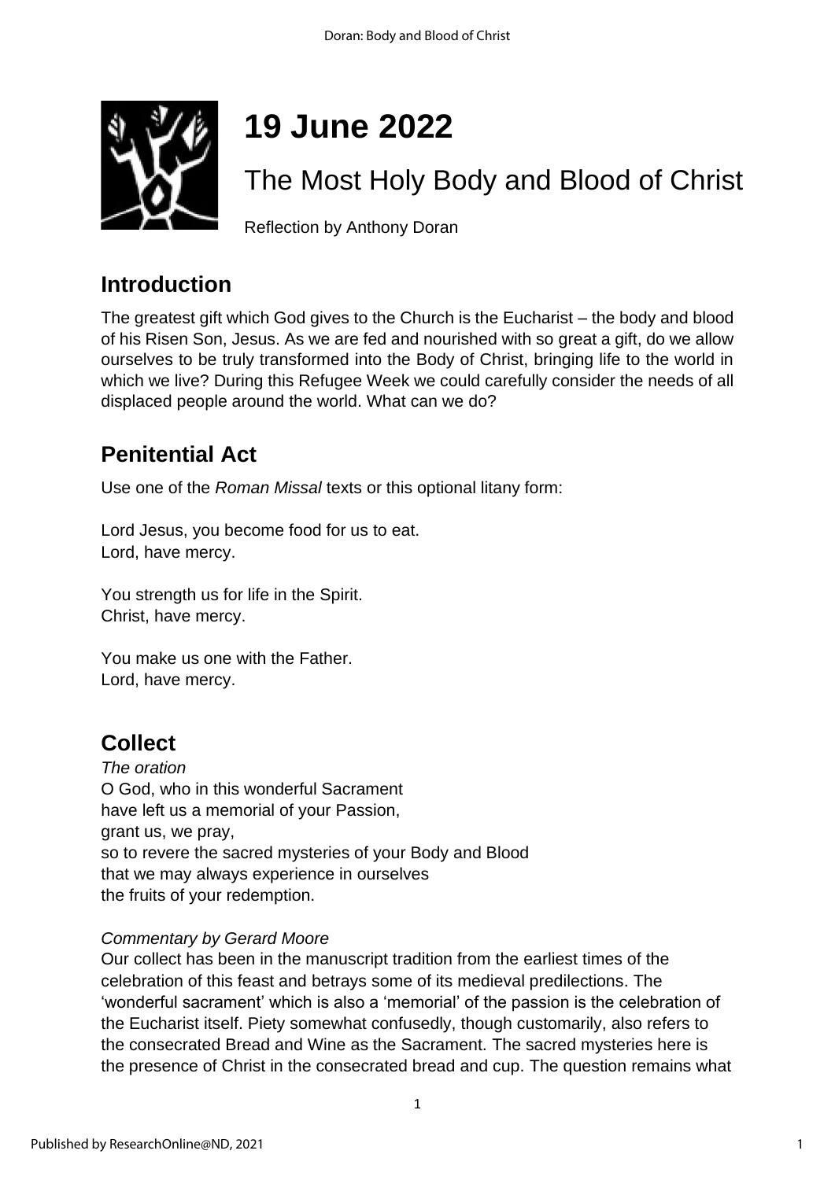# 19 June 2022

## The Most Holy Body and Blood of Christ

Reflection by Anthony Doran

## Introduction

The greatest gift which God gives to the Church is the Eucharist – the body and blood of his Risen Son, Jesus. As we are fed and nourished with so great a gift, do we allow ourselves to be truly transformed into the Body of Christ, bringing life to the world in which we live? During this Refugee Week we could carefully consider the needs of all displaced people around the world. What can we do?

## Penitential Act

Use one of the *Roman Missal* texts or this optional litany form:

Lord Jesus, you become food for us to eat.
Lord, have mercy.

You strength us for life in the Spirit.
Christ, have mercy.

You make us one with the Father.
Lord, have mercy.

## Collect

*The oration*
O God, who in this wonderful Sacrament
have left us a memorial of your Passion,
grant us, we pray,
so to revere the sacred mysteries of your Body and Blood
that we may always experience in ourselves
the fruits of your redemption.

*Commentary by Gerard Moore*
Our collect has been in the manuscript tradition from the earliest times of the celebration of this feast and betrays some of its medieval predilections. The 'wonderful sacrament' which is also a 'memorial' of the passion is the celebration of the Eucharist itself. Piety somewhat confusedly, though customarily, also refers to the consecrated Bread and Wine as the Sacrament. The sacred mysteries here is the presence of Christ in the consecrated bread and cup. The question remains what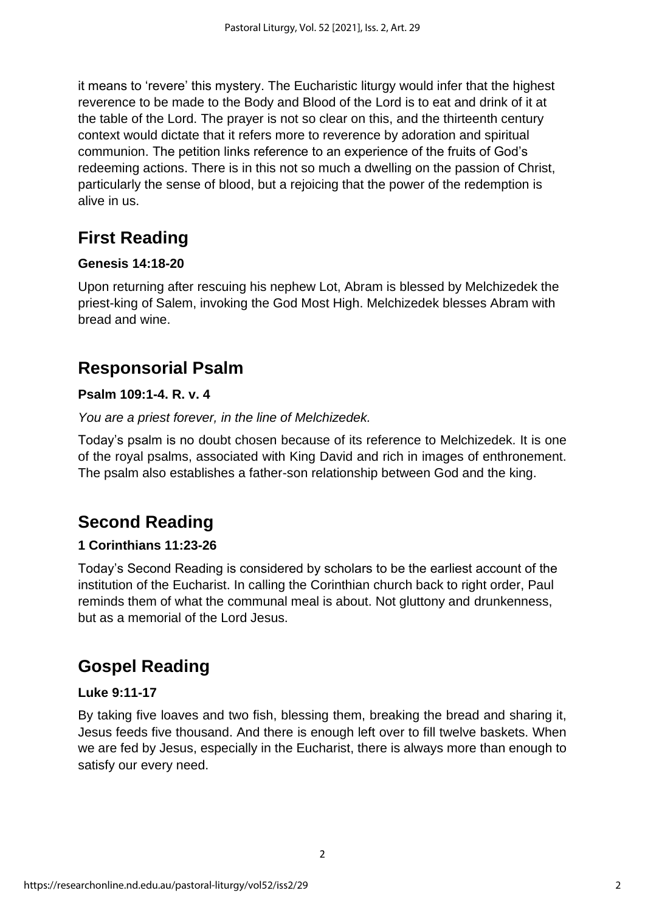it means to 'revere' this mystery. The Eucharistic liturgy would infer that the highest reverence to be made to the Body and Blood of the Lord is to eat and drink of it at the table of the Lord. The prayer is not so clear on this, and the thirteenth century context would dictate that it refers more to reverence by adoration and spiritual communion. The petition links reference to an experience of the fruits of God's redeeming actions. There is in this not so much a dwelling on the passion of Christ, particularly the sense of blood, but a rejoicing that the power of the redemption is alive in us.

## First Reading

**Genesis 14:18-20**

Upon returning after rescuing his nephew Lot, Abram is blessed by Melchizedek the priest-king of Salem, invoking the God Most High. Melchizedek blesses Abram with bread and wine.

## Responsorial Psalm

**Psalm 109:1-4. R. v. 4**

*You are a priest forever, in the line of Melchizedek.*

Today's psalm is no doubt chosen because of its reference to Melchizedek. It is one of the royal psalms, associated with King David and rich in images of enthronement. The psalm also establishes a father-son relationship between God and the king.

## Second Reading

**1 Corinthians 11:23-26**

Today's Second Reading is considered by scholars to be the earliest account of the institution of the Eucharist. In calling the Corinthian church back to right order, Paul reminds them of what the communal meal is about. Not gluttony and drunkenness, but as a memorial of the Lord Jesus.

## Gospel Reading

**Luke 9:11-17**

By taking five loaves and two fish, blessing them, breaking the bread and sharing it, Jesus feeds five thousand. And there is enough left over to fill twelve baskets. When we are fed by Jesus, especially in the Eucharist, there is always more than enough to satisfy our every need.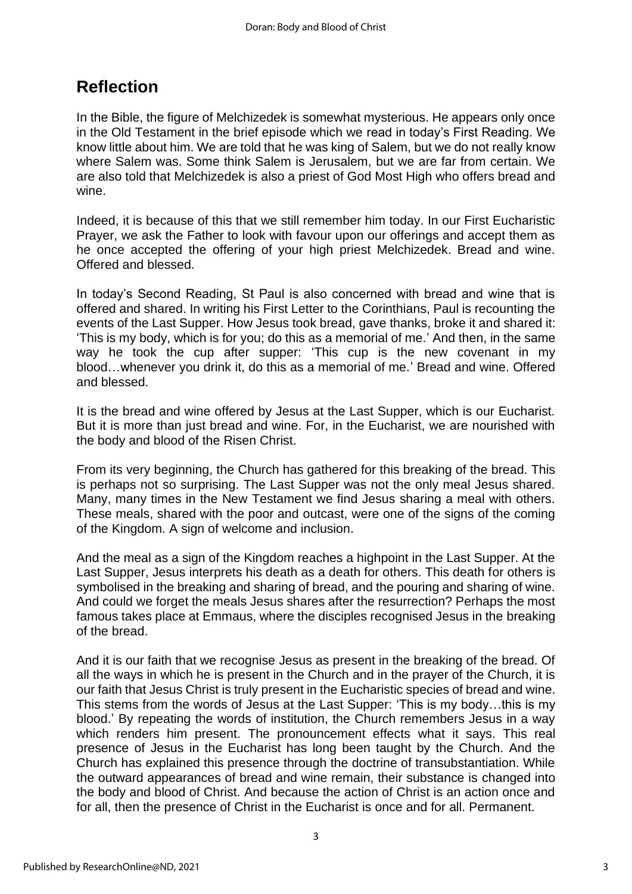## Reflection

In the Bible, the figure of Melchizedek is somewhat mysterious. He appears only once in the Old Testament in the brief episode which we read in today's First Reading. We know little about him. We are told that he was king of Salem, but we do not really know where Salem was. Some think Salem is Jerusalem, but we are far from certain. We are also told that Melchizedek is also a priest of God Most High who offers bread and wine.

Indeed, it is because of this that we still remember him today. In our First Eucharistic Prayer, we ask the Father to look with favour upon our offerings and accept them as he once accepted the offering of your high priest Melchizedek. Bread and wine. Offered and blessed.

In today's Second Reading, St Paul is also concerned with bread and wine that is offered and shared. In writing his First Letter to the Corinthians, Paul is recounting the events of the Last Supper. How Jesus took bread, gave thanks, broke it and shared it: 'This is my body, which is for you; do this as a memorial of me.' And then, in the same way he took the cup after supper: 'This cup is the new covenant in my blood…whenever you drink it, do this as a memorial of me.' Bread and wine. Offered and blessed.

It is the bread and wine offered by Jesus at the Last Supper, which is our Eucharist. But it is more than just bread and wine. For, in the Eucharist, we are nourished with the body and blood of the Risen Christ.

From its very beginning, the Church has gathered for this breaking of the bread. This is perhaps not so surprising. The Last Supper was not the only meal Jesus shared. Many, many times in the New Testament we find Jesus sharing a meal with others. These meals, shared with the poor and outcast, were one of the signs of the coming of the Kingdom. A sign of welcome and inclusion.

And the meal as a sign of the Kingdom reaches a highpoint in the Last Supper. At the Last Supper, Jesus interprets his death as a death for others. This death for others is symbolised in the breaking and sharing of bread, and the pouring and sharing of wine. And could we forget the meals Jesus shares after the resurrection? Perhaps the most famous takes place at Emmaus, where the disciples recognised Jesus in the breaking of the bread.

And it is our faith that we recognise Jesus as present in the breaking of the bread. Of all the ways in which he is present in the Church and in the prayer of the Church, it is our faith that Jesus Christ is truly present in the Eucharistic species of bread and wine. This stems from the words of Jesus at the Last Supper: 'This is my body…this is my blood.' By repeating the words of institution, the Church remembers Jesus in a way which renders him present. The pronouncement effects what it says. This real presence of Jesus in the Eucharist has long been taught by the Church. And the Church has explained this presence through the doctrine of transubstantiation. While the outward appearances of bread and wine remain, their substance is changed into the body and blood of Christ. And because the action of Christ is an action once and for all, then the presence of Christ in the Eucharist is once and for all. Permanent.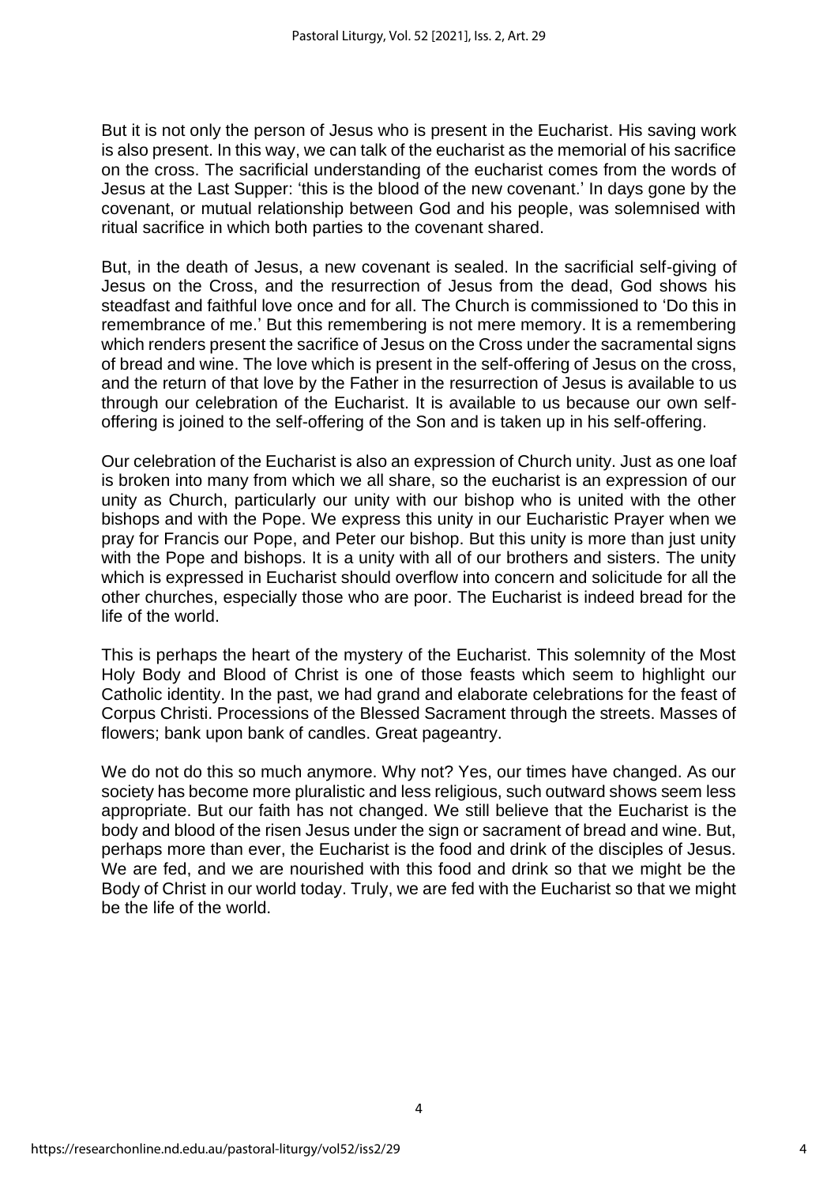But it is not only the person of Jesus who is present in the Eucharist. His saving work is also present. In this way, we can talk of the eucharist as the memorial of his sacrifice on the cross. The sacrificial understanding of the eucharist comes from the words of Jesus at the Last Supper: 'this is the blood of the new covenant.' In days gone by the covenant, or mutual relationship between God and his people, was solemnised with ritual sacrifice in which both parties to the covenant shared.

But, in the death of Jesus, a new covenant is sealed. In the sacrificial self-giving of Jesus on the Cross, and the resurrection of Jesus from the dead, God shows his steadfast and faithful love once and for all. The Church is commissioned to 'Do this in remembrance of me.' But this remembering is not mere memory. It is a remembering which renders present the sacrifice of Jesus on the Cross under the sacramental signs of bread and wine. The love which is present in the self-offering of Jesus on the cross, and the return of that love by the Father in the resurrection of Jesus is available to us through our celebration of the Eucharist. It is available to us because our own self-offering is joined to the self-offering of the Son and is taken up in his self-offering.

Our celebration of the Eucharist is also an expression of Church unity. Just as one loaf is broken into many from which we all share, so the eucharist is an expression of our unity as Church, particularly our unity with our bishop who is united with the other bishops and with the Pope. We express this unity in our Eucharistic Prayer when we pray for Francis our Pope, and Peter our bishop. But this unity is more than just unity with the Pope and bishops. It is a unity with all of our brothers and sisters. The unity which is expressed in Eucharist should overflow into concern and solicitude for all the other churches, especially those who are poor. The Eucharist is indeed bread for the life of the world.

This is perhaps the heart of the mystery of the Eucharist. This solemnity of the Most Holy Body and Blood of Christ is one of those feasts which seem to highlight our Catholic identity. In the past, we had grand and elaborate celebrations for the feast of Corpus Christi. Processions of the Blessed Sacrament through the streets. Masses of flowers; bank upon bank of candles. Great pageantry.

We do not do this so much anymore. Why not? Yes, our times have changed. As our society has become more pluralistic and less religious, such outward shows seem less appropriate. But our faith has not changed. We still believe that the Eucharist is the body and blood of the risen Jesus under the sign or sacrament of bread and wine. But, perhaps more than ever, the Eucharist is the food and drink of the disciples of Jesus. We are fed, and we are nourished with this food and drink so that we might be the Body of Christ in our world today. Truly, we are fed with the Eucharist so that we might be the life of the world.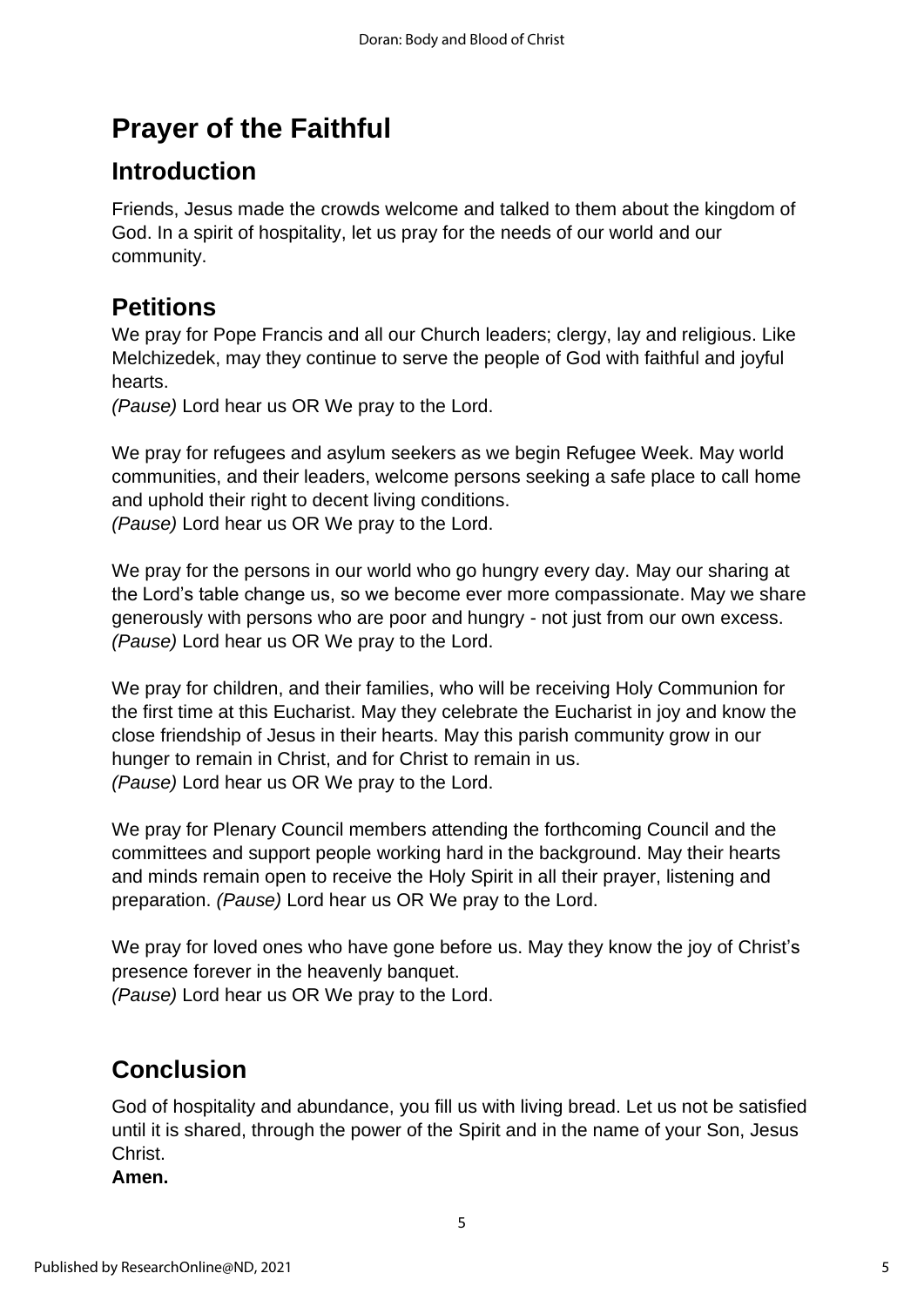# Prayer of the Faithful

## Introduction

Friends, Jesus made the crowds welcome and talked to them about the kingdom of God. In a spirit of hospitality, let us pray for the needs of our world and our community.

## Petitions

We pray for Pope Francis and all our Church leaders; clergy, lay and religious. Like Melchizedek, may they continue to serve the people of God with faithful and joyful hearts.
*(Pause)* Lord hear us OR We pray to the Lord.

We pray for refugees and asylum seekers as we begin Refugee Week. May world communities, and their leaders, welcome persons seeking a safe place to call home and uphold their right to decent living conditions.
*(Pause)* Lord hear us OR We pray to the Lord.

We pray for the persons in our world who go hungry every day. May our sharing at the Lord's table change us, so we become ever more compassionate. May we share generously with persons who are poor and hungry - not just from our own excess.
*(Pause)* Lord hear us OR We pray to the Lord.

We pray for children, and their families, who will be receiving Holy Communion for the first time at this Eucharist. May they celebrate the Eucharist in joy and know the close friendship of Jesus in their hearts. May this parish community grow in our hunger to remain in Christ, and for Christ to remain in us.
*(Pause)* Lord hear us OR We pray to the Lord.

We pray for Plenary Council members attending the forthcoming Council and the committees and support people working hard in the background. May their hearts and minds remain open to receive the Holy Spirit in all their prayer, listening and preparation. *(Pause)* Lord hear us OR We pray to the Lord.

We pray for loved ones who have gone before us. May they know the joy of Christ's presence forever in the heavenly banquet.
*(Pause)* Lord hear us OR We pray to the Lord.

## Conclusion

God of hospitality and abundance, you fill us with living bread. Let us not be satisfied until it is shared, through the power of the Spirit and in the name of your Son, Jesus Christ.
**Amen.**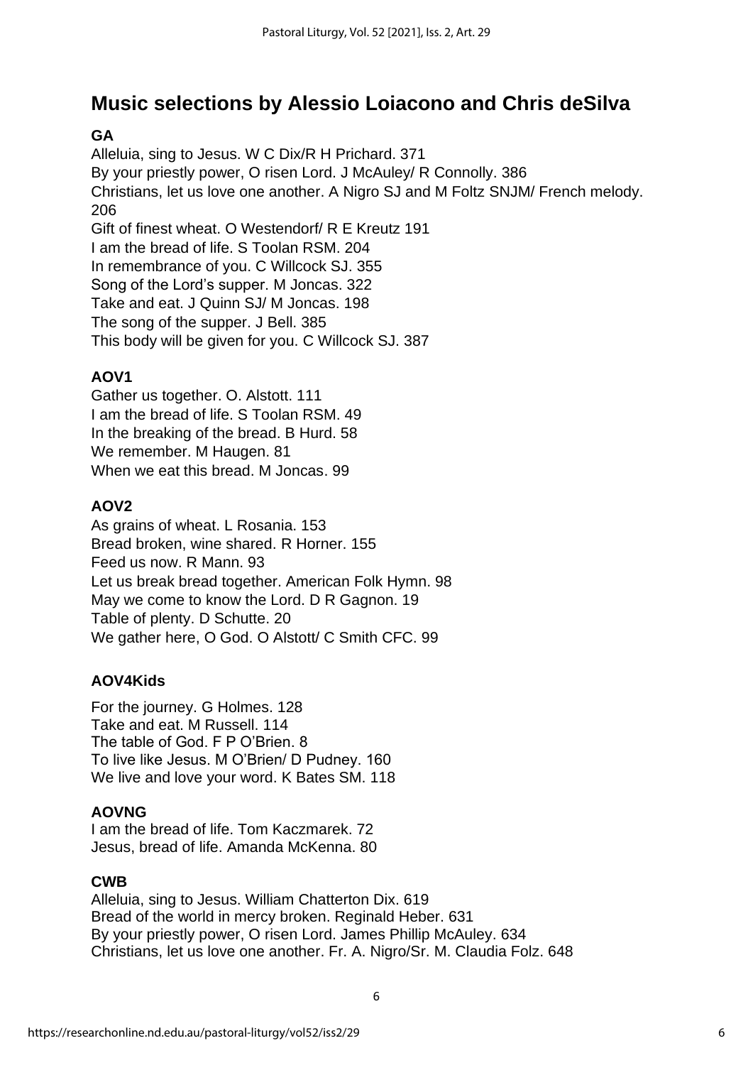# Music selections by Alessio Loiacono and Chris deSilva

**GA**

Alleluia, sing to Jesus. W C Dix/R H Prichard. 371
By your priestly power, O risen Lord. J McAuley/ R Connolly. 386
Christians, let us love one another. A Nigro SJ and M Foltz SNJM/ French melody. 206
Gift of finest wheat. O Westendorf/ R E Kreutz 191
I am the bread of life. S Toolan RSM. 204
In remembrance of you. C Willcock SJ. 355
Song of the Lord's supper. M Joncas. 322
Take and eat. J Quinn SJ/ M Joncas. 198
The song of the supper. J Bell. 385
This body will be given for you. C Willcock SJ. 387

**AOV1**

Gather us together. O. Alstott. 111
I am the bread of life. S Toolan RSM. 49
In the breaking of the bread. B Hurd. 58
We remember. M Haugen. 81
When we eat this bread. M Joncas. 99

**AOV2**

As grains of wheat. L Rosania. 153
Bread broken, wine shared. R Horner. 155
Feed us now. R Mann. 93
Let us break bread together. American Folk Hymn. 98
May we come to know the Lord. D R Gagnon. 19
Table of plenty. D Schutte. 20
We gather here, O God. O Alstott/ C Smith CFC. 99

**AOV4Kids**

For the journey. G Holmes. 128
Take and eat. M Russell. 114
The table of God. F P O'Brien. 8
To live like Jesus. M O'Brien/ D Pudney. 160
We live and love your word. K Bates SM. 118

**AOVNG**

I am the bread of life. Tom Kaczmarek. 72
Jesus, bread of life. Amanda McKenna. 80

**CWB**

Alleluia, sing to Jesus. William Chatterton Dix. 619
Bread of the world in mercy broken. Reginald Heber. 631
By your priestly power, O risen Lord. James Phillip McAuley. 634
Christians, let us love one another. Fr. A. Nigro/Sr. M. Claudia Folz. 648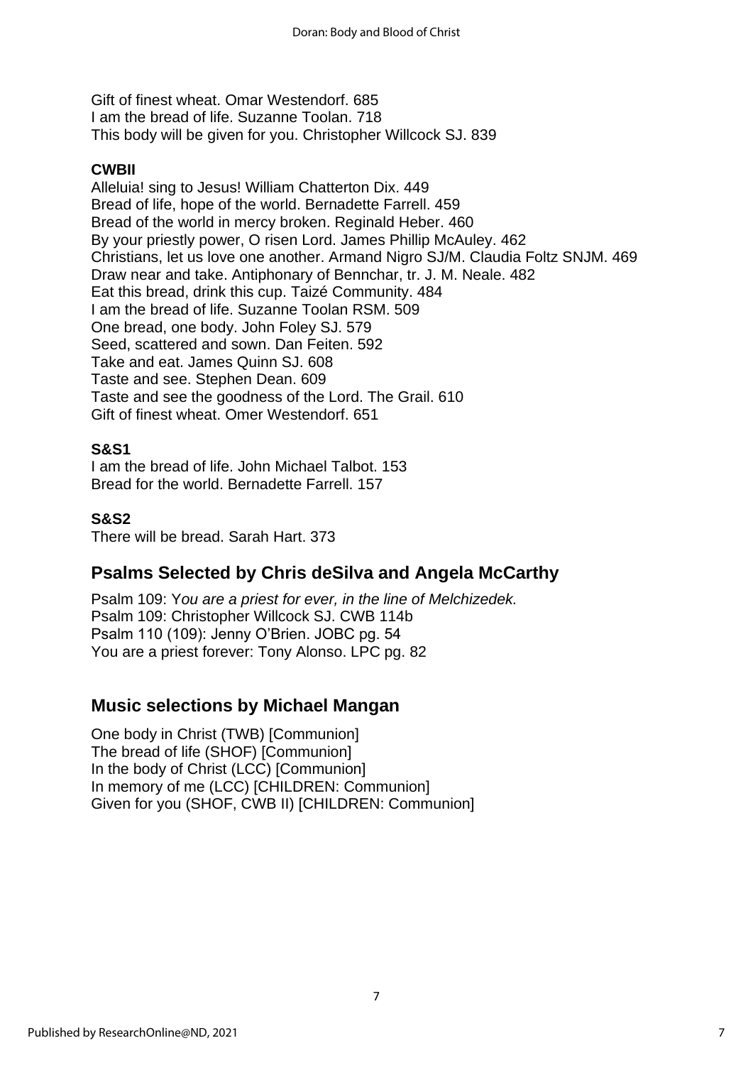Gift of finest wheat. Omar Westendorf. 685
I am the bread of life. Suzanne Toolan. 718
This body will be given for you. Christopher Willcock SJ. 839

**CWBII**

Alleluia! sing to Jesus! William Chatterton Dix. 449
Bread of life, hope of the world. Bernadette Farrell. 459
Bread of the world in mercy broken. Reginald Heber. 460
By your priestly power, O risen Lord. James Phillip McAuley. 462
Christians, let us love one another. Armand Nigro SJ/M. Claudia Foltz SNJM. 469
Draw near and take. Antiphonary of Bennchar, tr. J. M. Neale. 482
Eat this bread, drink this cup. Taizé Community. 484
I am the bread of life. Suzanne Toolan RSM. 509
One bread, one body. John Foley SJ. 579
Seed, scattered and sown. Dan Feiten. 592
Take and eat. James Quinn SJ. 608
Taste and see. Stephen Dean. 609
Taste and see the goodness of the Lord. The Grail. 610
Gift of finest wheat. Omer Westendorf. 651

**S&S1**

I am the bread of life. John Michael Talbot. 153
Bread for the world. Bernadette Farrell. 157

**S&S2**

There will be bread. Sarah Hart. 373

## Psalms Selected by Chris deSilva and Angela McCarthy

Psalm 109: Y*ou are a priest for ever, in the line of Melchizedek.*
Psalm 109: Christopher Willcock SJ. CWB 114b
Psalm 110 (109): Jenny O'Brien. JOBC pg. 54
You are a priest forever: Tony Alonso. LPC pg. 82

## Music selections by Michael Mangan

One body in Christ (TWB) [Communion]
The bread of life (SHOF) [Communion]
In the body of Christ (LCC) [Communion]
In memory of me (LCC) [CHILDREN: Communion]
Given for you (SHOF, CWB II) [CHILDREN: Communion]